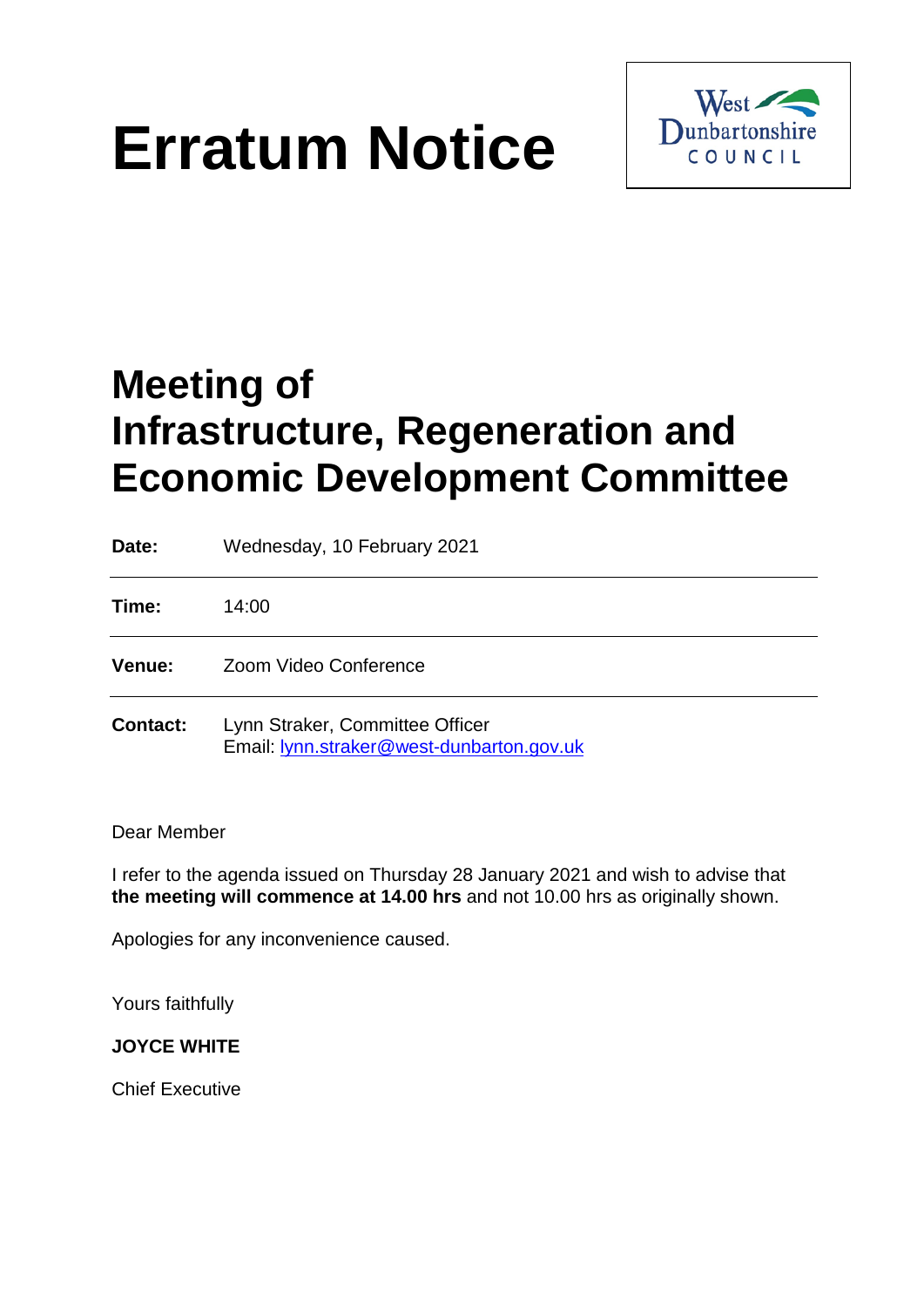# Erratum Notice

West Dunbartonshire COUNCIL

## Meeting of Infrastructure, Regeneration and Economic Development Committee

| | |
|---|---|
| **Date:** | Wednesday, 10 February 2021 |
| **Time:** | 14:00 |
| **Venue:** | Zoom Video Conference |
| **Contact:** | Lynn Straker, Committee Officer<br>Email: lynn.straker@west-dunbarton.gov.uk |

Dear Member

I refer to the agenda issued on Thursday 28 January 2021 and wish to advise that **the meeting will commence at 14.00 hrs** and not 10.00 hrs as originally shown.

Apologies for any inconvenience caused.

Yours faithfully

**JOYCE WHITE**

Chief Executive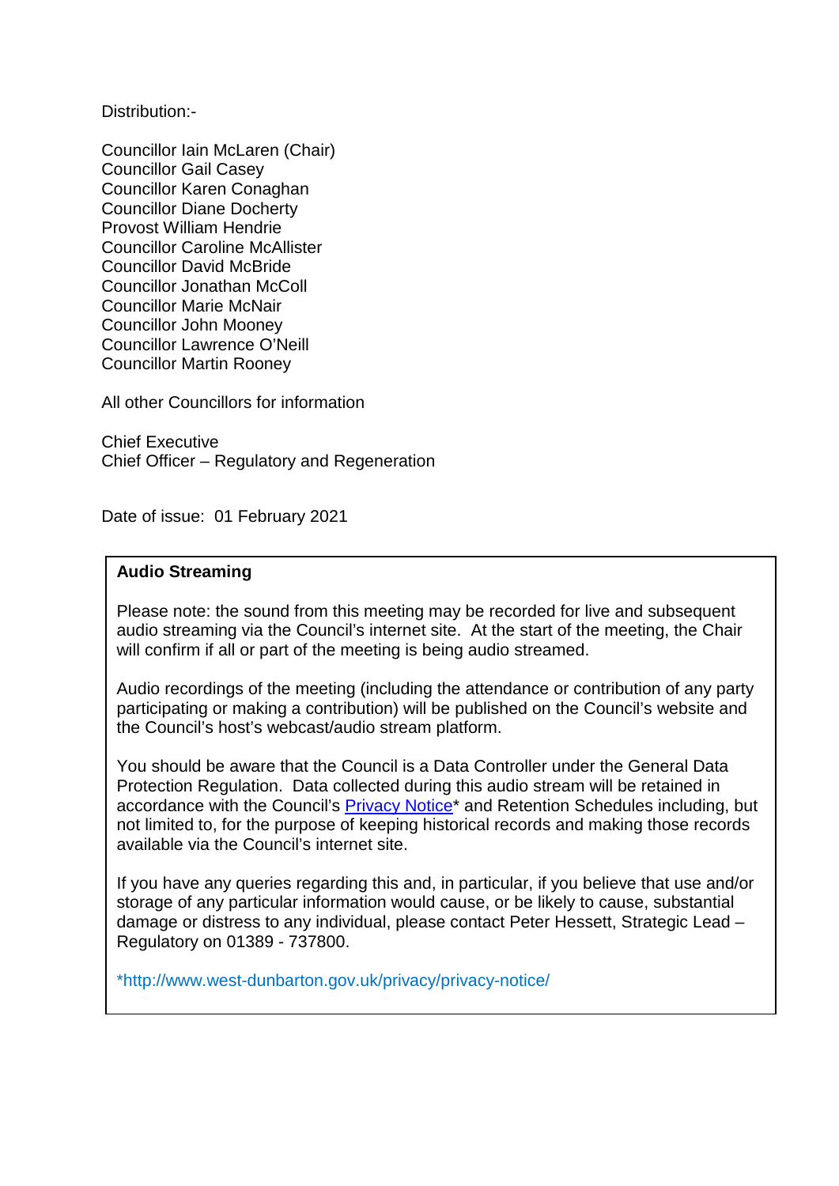Distribution:-

Councillor Iain McLaren (Chair)
Councillor Gail Casey
Councillor Karen Conaghan
Councillor Diane Docherty
Provost William Hendrie
Councillor Caroline McAllister
Councillor David McBride
Councillor Jonathan McColl
Councillor Marie McNair
Councillor John Mooney
Councillor Lawrence O'Neill
Councillor Martin Rooney

All other Councillors for information

Chief Executive
Chief Officer – Regulatory and Regeneration

Date of issue: 01 February 2021

**Audio Streaming**

Please note: the sound from this meeting may be recorded for live and subsequent audio streaming via the Council's internet site. At the start of the meeting, the Chair will confirm if all or part of the meeting is being audio streamed.

Audio recordings of the meeting (including the attendance or contribution of any party participating or making a contribution) will be published on the Council's website and the Council's host's webcast/audio stream platform.

You should be aware that the Council is a Data Controller under the General Data Protection Regulation. Data collected during this audio stream will be retained in accordance with the Council's [Privacy Notice](http://www.west-dunbarton.gov.uk/privacy/privacy-notice/)* and Retention Schedules including, but not limited to, for the purpose of keeping historical records and making those records available via the Council's internet site.

If you have any queries regarding this and, in particular, if you believe that use and/or storage of any particular information would cause, or be likely to cause, substantial damage or distress to any individual, please contact Peter Hessett, Strategic Lead – Regulatory on 01389 - 737800.

*http://www.west-dunbarton.gov.uk/privacy/privacy-notice/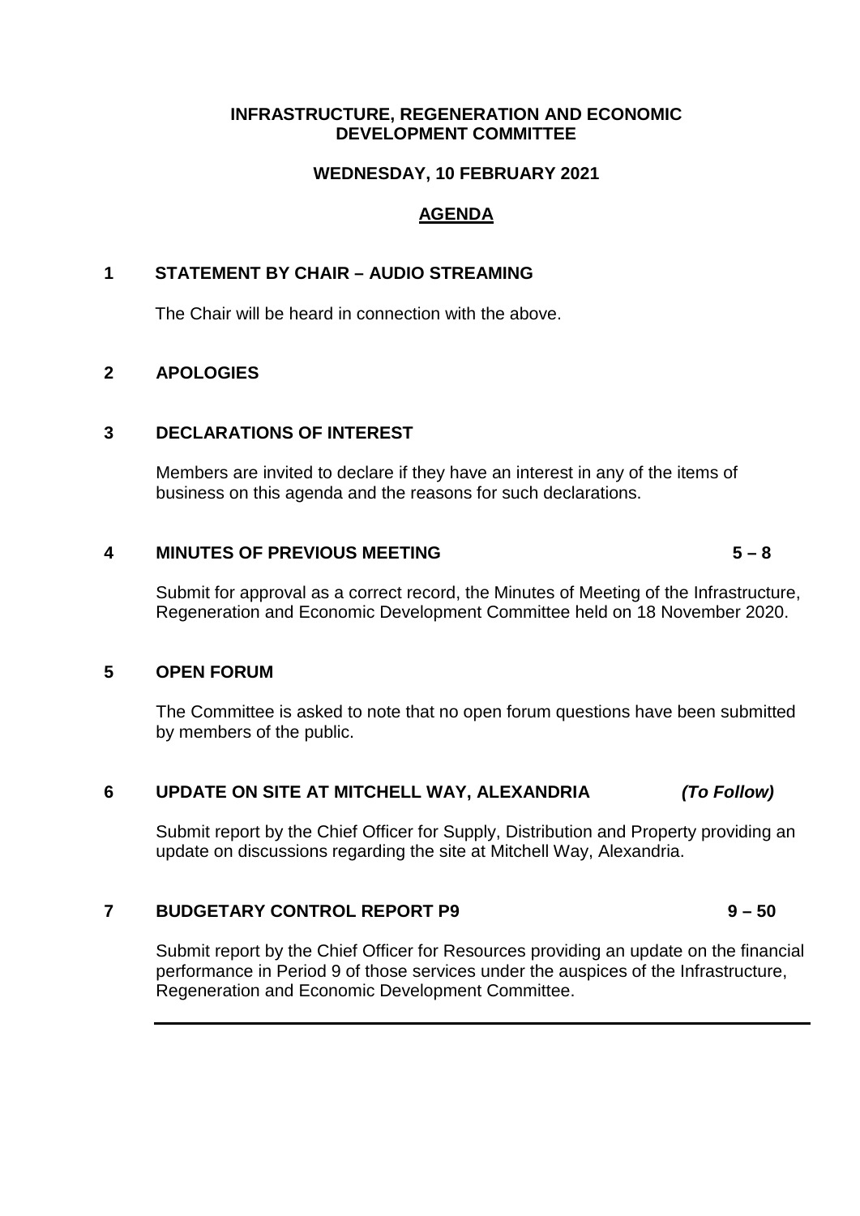**INFRASTRUCTURE, REGENERATION AND ECONOMIC DEVELOPMENT COMMITTEE**

**WEDNESDAY, 10 FEBRUARY 2021**

# AGENDA

## 1 STATEMENT BY CHAIR – AUDIO STREAMING

The Chair will be heard in connection with the above.

## 2 APOLOGIES

## 3 DECLARATIONS OF INTEREST

Members are invited to declare if they have an interest in any of the items of business on this agenda and the reasons for such declarations.

## 4 MINUTES OF PREVIOUS MEETING 5 – 8

Submit for approval as a correct record, the Minutes of Meeting of the Infrastructure, Regeneration and Economic Development Committee held on 18 November 2020.

## 5 OPEN FORUM

The Committee is asked to note that no open forum questions have been submitted by members of the public.

## 6 UPDATE ON SITE AT MITCHELL WAY, ALEXANDRIA *(To Follow)*

Submit report by the Chief Officer for Supply, Distribution and Property providing an update on discussions regarding the site at Mitchell Way, Alexandria.

## 7 BUDGETARY CONTROL REPORT P9 9 – 50

Submit report by the Chief Officer for Resources providing an update on the financial performance in Period 9 of those services under the auspices of the Infrastructure, Regeneration and Economic Development Committee.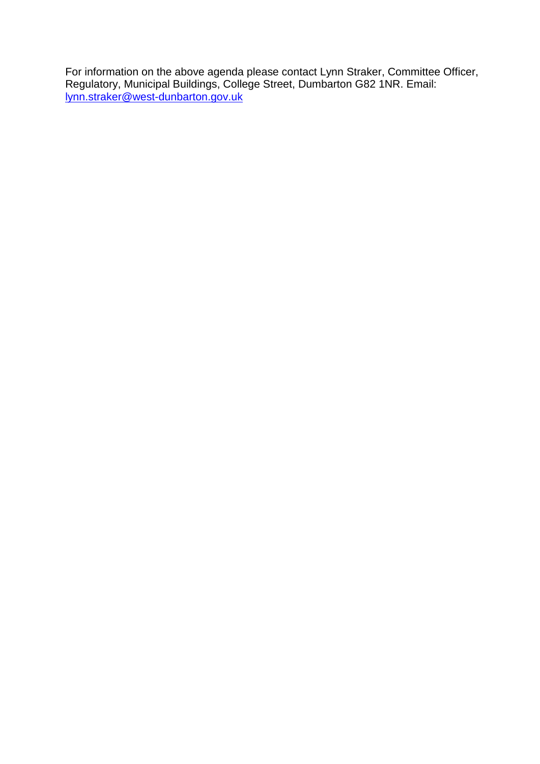For information on the above agenda please contact Lynn Straker, Committee Officer, Regulatory, Municipal Buildings, College Street, Dumbarton G82 1NR. Email: lynn.straker@west-dunbarton.gov.uk